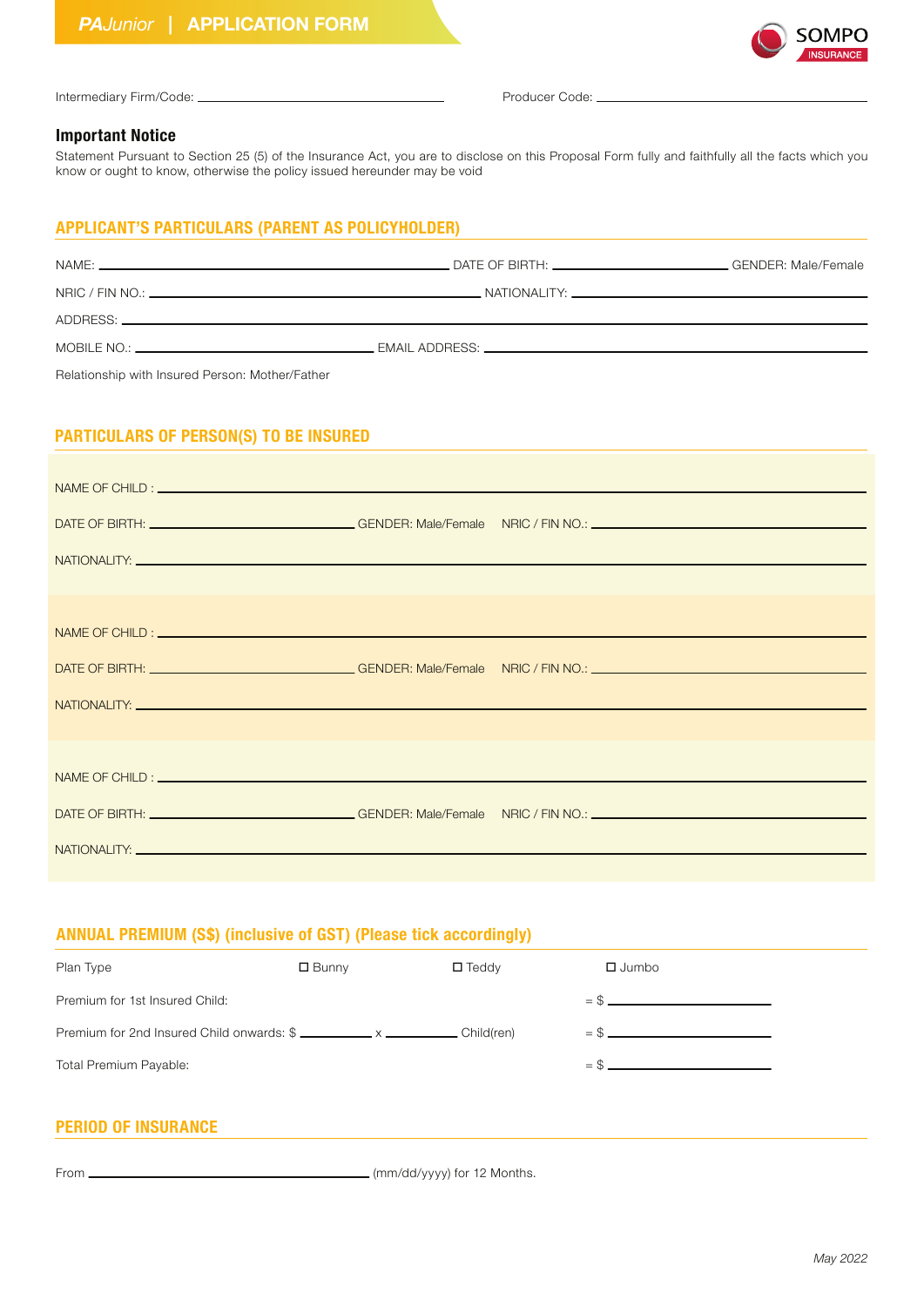# PAJunior | APPLICATION FORM

SOMPO INSURANCE

Intermediary Firm/Code: ______________________ Producer Code: ______________________

### Important Notice

Statement Pursuant to Section 25 (5) of the Insurance Act, you are to disclose on this Proposal Form fully and faithfully all the facts which you know or ought to know, otherwise the policy issued hereunder may be void

## APPLICANT'S PARTICULARS (PARENT AS POLICYHOLDER)

NAME: ______________________ DATE OF BIRTH: ______________________ GENDER: Male/Female

NRIC / FIN NO.: ______________________ NATIONALITY: ______________________

ADDRESS: ______________________

MOBILE NO.: ______________________ EMAIL ADDRESS: ______________________

Relationship with Insured Person: Mother/Father

## PARTICULARS OF PERSON(S) TO BE INSURED

NAME OF CHILD : ______________________

DATE OF BIRTH: ______________________ GENDER: Male/Female NRIC / FIN NO.: ______________________

NATIONALITY: ______________________

NAME OF CHILD : ______________________

DATE OF BIRTH: ______________________ GENDER: Male/Female NRIC / FIN NO.: ______________________

NATIONALITY: ______________________

NAME OF CHILD : ______________________

DATE OF BIRTH: ______________________ GENDER: Male/Female NRIC / FIN NO.: ______________________

NATIONALITY: ______________________

## ANNUAL PREMIUM (S$) (inclusive of GST) (Please tick accordingly)

Plan Type ☐ Bunny ☐ Teddy ☐ Jumbo

Premium for 1st Insured Child: = $ ______________________

Premium for 2nd Insured Child onwards: $ __________ x __________ Child(ren) = $ ______________________

Total Premium Payable: = $ ______________________

## PERIOD OF INSURANCE

From ______________________ (mm/dd/yyyy) for 12 Months.

*May 2022*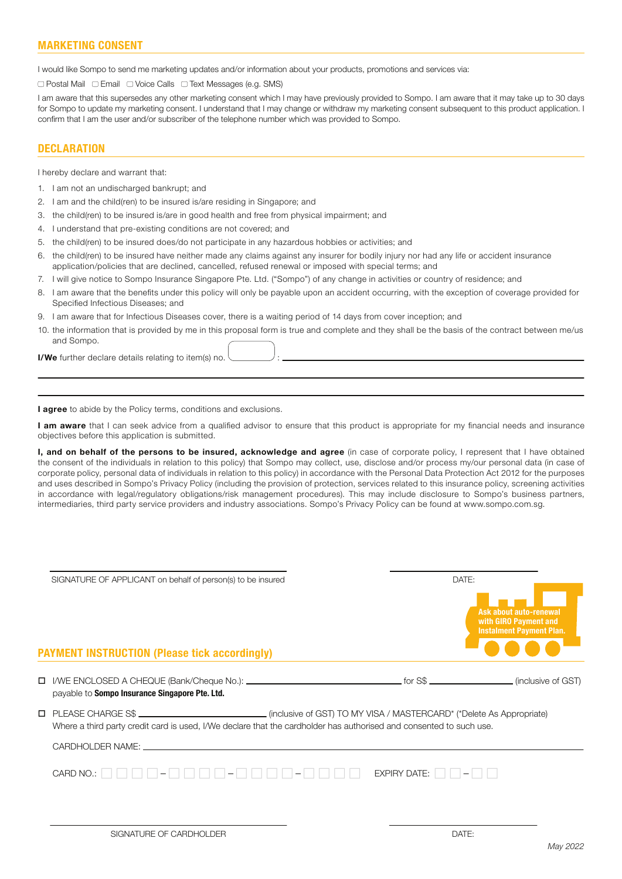## MARKETING CONSENT

I would like Sompo to send me marketing updates and/or information about your products, promotions and services via:

☐ Postal Mail ☐ Email ☐ Voice Calls ☐ Text Messages (e.g. SMS)

I am aware that this supersedes any other marketing consent which I may have previously provided to Sompo. I am aware that it may take up to 30 days for Sompo to update my marketing consent. I understand that I may change or withdraw my marketing consent subsequent to this product application. I confirm that I am the user and/or subscriber of the telephone number which was provided to Sompo.

## DECLARATION

I hereby declare and warrant that:

1. I am not an undischarged bankrupt; and
2. I am and the child(ren) to be insured is/are residing in Singapore; and
3. the child(ren) to be insured is/are in good health and free from physical impairment; and
4. I understand that pre-existing conditions are not covered; and
5. the child(ren) to be insured does/do not participate in any hazardous hobbies or activities; and
6. the child(ren) to be insured have neither made any claims against any insurer for bodily injury nor had any life or accident insurance application/policies that are declined, cancelled, refused renewal or imposed with special terms; and
7. I will give notice to Sompo Insurance Singapore Pte. Ltd. ("Sompo") of any change in activities or country of residence; and
8. I am aware that the benefits under this policy will only be payable upon an accident occurring, with the exception of coverage provided for Specified Infectious Diseases; and
9. I am aware that for Infectious Diseases cover, there is a waiting period of 14 days from cover inception; and
10. the information that is provided by me in this proposal form is true and complete and they shall be the basis of the contract between me/us and Sompo.

**I/We** further declare details relating to item(s) no. ______ : ____________________________________________

____________________________________________________________________________

____________________________________________________________________________

**I agree** to abide by the Policy terms, conditions and exclusions.

**I am aware** that I can seek advice from a qualified advisor to ensure that this product is appropriate for my financial needs and insurance objectives before this application is submitted.

**I, and on behalf of the persons to be insured, acknowledge and agree** (in case of corporate policy, I represent that I have obtained the consent of the individuals in relation to this policy) that Sompo may collect, use, disclose and/or process my/our personal data (in case of corporate policy, personal data of individuals in relation to this policy) in accordance with the Personal Data Protection Act 2012 for the purposes and uses described in Sompo's Privacy Policy (including the provision of protection, services related to this insurance policy, screening activities in accordance with legal/regulatory obligations/risk management procedures). This may include disclosure to Sompo's business partners, intermediaries, third party service providers and industry associations. Sompo's Privacy Policy can be found at www.sompo.com.sg.

______________________________________ SIGNATURE OF APPLICANT on behalf of person(s) to be insured

______________________ DATE:

Ask about auto-renewal with GIRO Payment and Instalment Payment Plan.

## PAYMENT INSTRUCTION (Please tick accordingly)

☐ I/WE ENCLOSED A CHEQUE (Bank/Cheque No.): ____________________ for S$ ______________ (inclusive of GST) payable to **Sompo Insurance Singapore Pte. Ltd.**

☐ PLEASE CHARGE S$ ____________________ (inclusive of GST) TO MY VISA / MASTERCARD* (*Delete As Appropriate)
Where a third party credit card is used, I/We declare that the cardholder has authorised and consented to such use.

CARDHOLDER NAME: ________________________________________________________________

CARD NO.: ☐☐☐☐ – ☐☐☐☐ – ☐☐☐☐ – ☐☐☐☐ EXPIRY DATE: ☐☐ – ☐☐

______________________________________ SIGNATURE OF CARDHOLDER

______________________ DATE:

*May 2022*